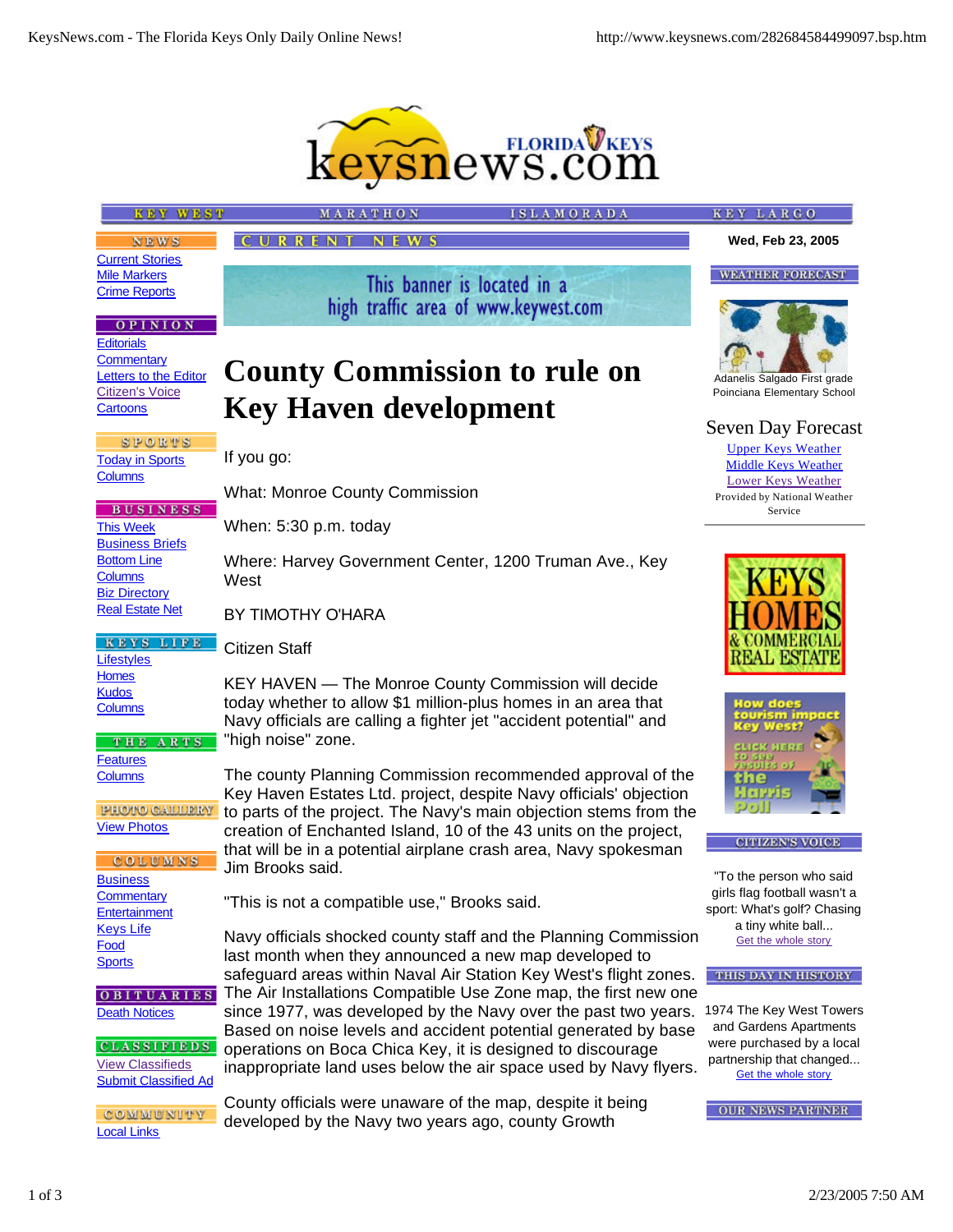# County Commission to rule on Key Haven development

If you go:

What: Monroe County Commission

When: 5:30 p.m. today

Where: Harvey Government Center, 1200 Truman Ave., Key West

BY TIMOTHY O'HARA

Citizen Staff

KEY HAVEN — The Monroe County Commission will decide today whether to allow $1 million-plus homes in an area that Navy officials are calling a fighter jet "accident potential" and "high noise" zone.

The county Planning Commission recommended approval of the Key Haven Estates Ltd. project, despite Navy officials' objection to parts of the project. The Navy's main objection stems from the creation of Enchanted Island, 10 of the 43 units on the project, that will be in a potential airplane crash area, Navy spokesman Jim Brooks said.

"This is not a compatible use," Brooks said.

Navy officials shocked county staff and the Planning Commission last month when they announced a new map developed to safeguard areas within Naval Air Station Key West's flight zones. The Air Installations Compatible Use Zone map, the first new one since 1977, was developed by the Navy over the past two years. Based on noise levels and accident potential generated by base operations on Boca Chica Key, it is designed to discourage inappropriate land uses below the air space used by Navy flyers.

County officials were unaware of the map, despite it being developed by the Navy two years ago, county Growth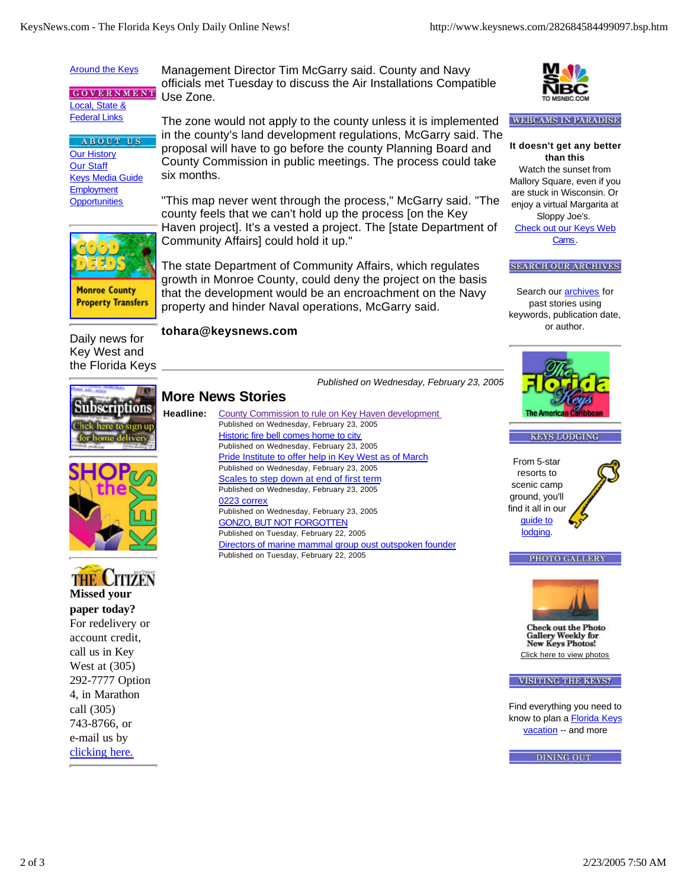Management Director Tim McGarry said. County and Navy officials met Tuesday to discuss the Air Installations Compatible Use Zone.

The zone would not apply to the county unless it is implemented in the county's land development regulations, McGarry said. The proposal will have to go before the county Planning Board and County Commission in public meetings. The process could take six months.

"This map never went through the process," McGarry said. "The county feels that we can't hold up the process [on the Key Haven project]. It's a vested a project. The [state Department of Community Affairs] could hold it up."

The state Department of Community Affairs, which regulates growth in Monroe County, could deny the project on the basis that the development would be an encroachment on the Navy property and hinder Naval operations, McGarry said.

**tohara@keysnews.com**

*Published on Wednesday, February 23, 2005*

## More News Stories

**Headline:**

- County Commission to rule on Key Haven development
  Published on Wednesday, February 23, 2005
- Historic fire bell comes home to city
  Published on Wednesday, February 23, 2005
- Pride Institute to offer help in Key West as of March
  Published on Wednesday, February 23, 2005
- Scales to step down at end of first term
  Published on Wednesday, February 23, 2005
- 0223 correx
  Published on Wednesday, February 23, 2005
- GONZO, BUT NOT FORGOTTEN
  Published on Tuesday, February 22, 2005
- Directors of marine mammal group oust outspoken founder
  Published on Tuesday, February 22, 2005

Around the Keys

GOVERNMENT

Local, State & Federal Links

ABOUT US

Our History
Our Staff
Keys Media Guide
Employment Opportunities

Good Deeds — Monroe County Property Transfers

Daily news for Key West and the Florida Keys

Subscriptions — Click here to sign up for home delivery

SHOP the KEYS

THE CITIZEN

**Missed your paper today?**
For redelivery or account credit, call us in Key West at (305) 292-7777 Option 4, in Marathon call (305) 743-8766, or e-mail us by clicking here.

MSNBC — TO MSNBC.COM

WEBCAMS IN PARADISE

**It doesn't get any better than this**
Watch the sunset from Mallory Square, even if you are stuck in Wisconsin. Or enjoy a virtual Margarita at Sloppy Joe's. Check out our Keys Web Cams.

SEARCH OUR ARCHIVES

Search our archives for past stories using keywords, publication date, or author.

The Florida Keys — The American Caribbean

KEYS LODGING

From 5-star resorts to scenic camp ground, you'll find it all in our guide to lodging.

PHOTO GALLERY

Check out the Photo Gallery Weekly for New Keys Photos!
Click here to view photos

VISITING THE KEYS?

Find everything you need to know to plan a Florida Keys vacation -- and more

DINING OUT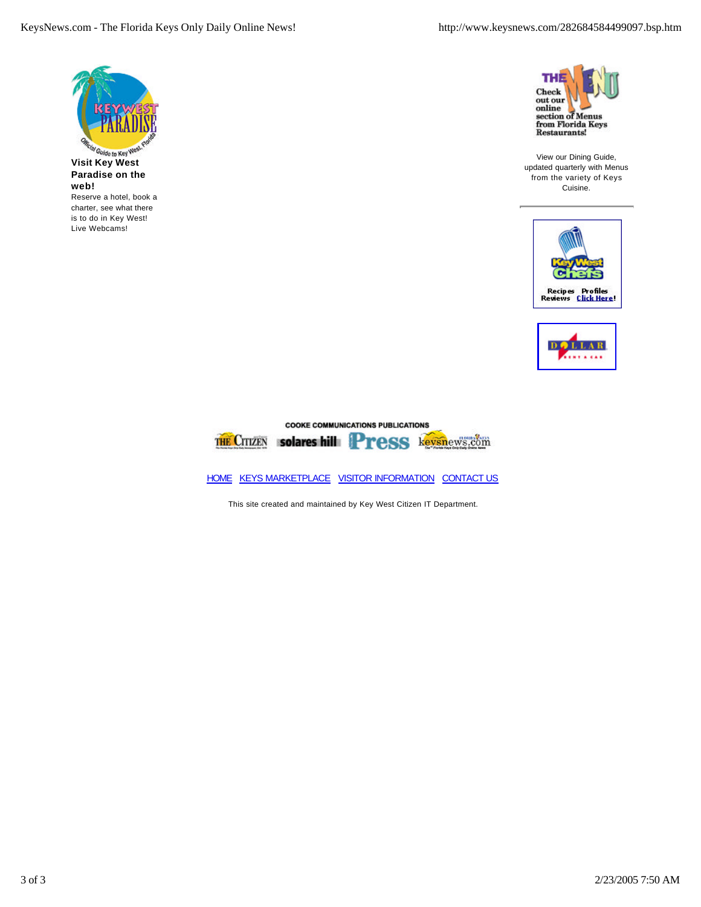**Visit Key West Paradise on the web!**

Reserve a hotel, book a charter, see what there is to do in Key West! Live Webcams!

Check out our online section of Menus from Florida Keys Restaurants!

View our Dining Guide, updated quarterly with Menus from the variety of Keys Cuisine.

Recipes Profiles Reviews Click Here!

COOKE COMMUNICATIONS PUBLICATIONS

HOME KEYS MARKETPLACE VISITOR INFORMATION CONTACT US

This site created and maintained by Key West Citizen IT Department.